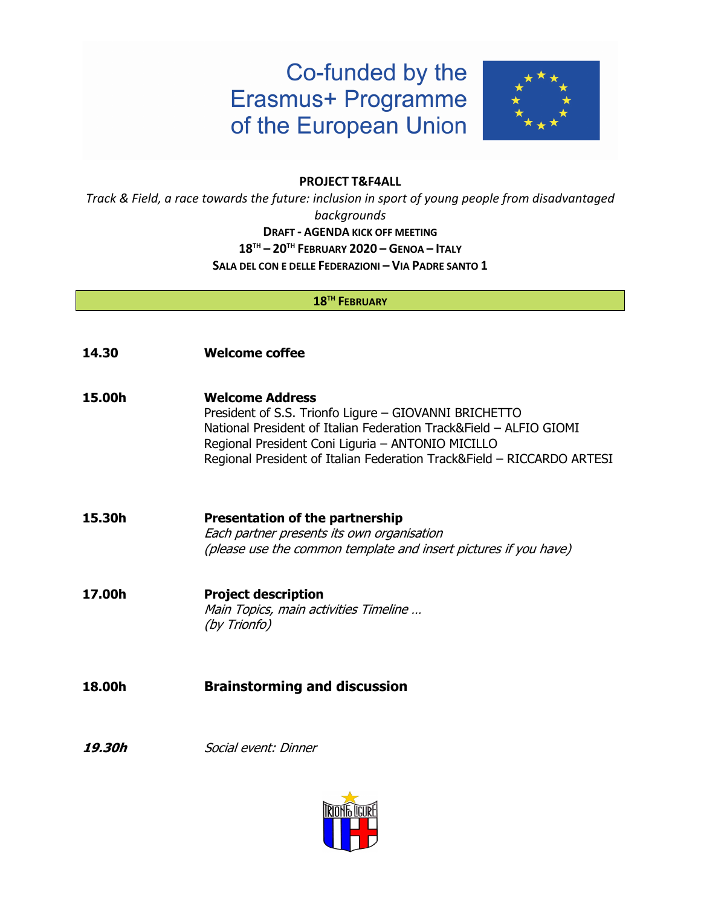Co-funded by the Erasmus+ Programme of the European Union

**PROJECT T&F4ALL**

*Track & Field, a race towards the future: inclusion in sport of young people from disadvantaged backgrounds*

**DRAFT - AGENDA KICK OFF MEETING**

**18TH – 20TH FEBRUARY 2020 – GENOA – ITALY**

**SALA DEL CON E DELLE FEDERAZIONI – VIA PADRE SANTO 1**

## 18TH FEBRUARY

**14.30** **Welcome coffee**

**15.00h** **Welcome Address**
President of S.S. Trionfo Ligure – GIOVANNI BRICHETTO
National President of Italian Federation Track&Field – ALFIO GIOMI
Regional President Coni Liguria – ANTONIO MICILLO
Regional President of Italian Federation Track&Field – RICCARDO ARTESI

**15.30h** **Presentation of the partnership**
*Each partner presents its own organisation*
*(please use the common template and insert pictures if you have)*

**17.00h** **Project description**
*Main Topics, main activities Timeline …*
*(by Trionfo)*

**18.00h** **Brainstorming and discussion**

***19.30h*** *Social event: Dinner*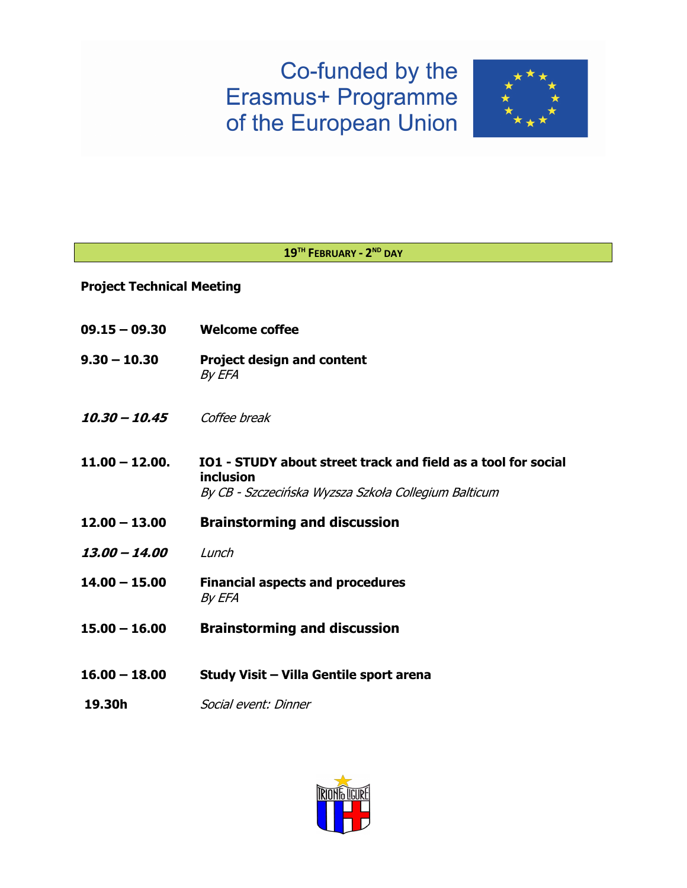Co-funded by the Erasmus+ Programme of the European Union

## 19TH FEBRUARY - 2ND DAY

**Project Technical Meeting**

| | |
|---|---|
| **09.15 – 09.30** | **Welcome coffee** |
| **9.30 – 10.30** | **Project design and content**<br>*By EFA* |
| ***10.30 – 10.45*** | *Coffee break* |
| **11.00 – 12.00.** | **IO1 - STUDY about street track and field as a tool for social inclusion**<br>*By CB - Szczecińska Wyzsza Szkoła Collegium Balticum* |
| **12.00 – 13.00** | **Brainstorming and discussion** |
| ***13.00 – 14.00*** | *Lunch* |
| **14.00 – 15.00** | **Financial aspects and procedures**<br>*By EFA* |
| **15.00 – 16.00** | **Brainstorming and discussion** |
| **16.00 – 18.00** | **Study Visit – Villa Gentile sport arena** |
| **19.30h** | *Social event: Dinner* |

TRIONFO LIGURE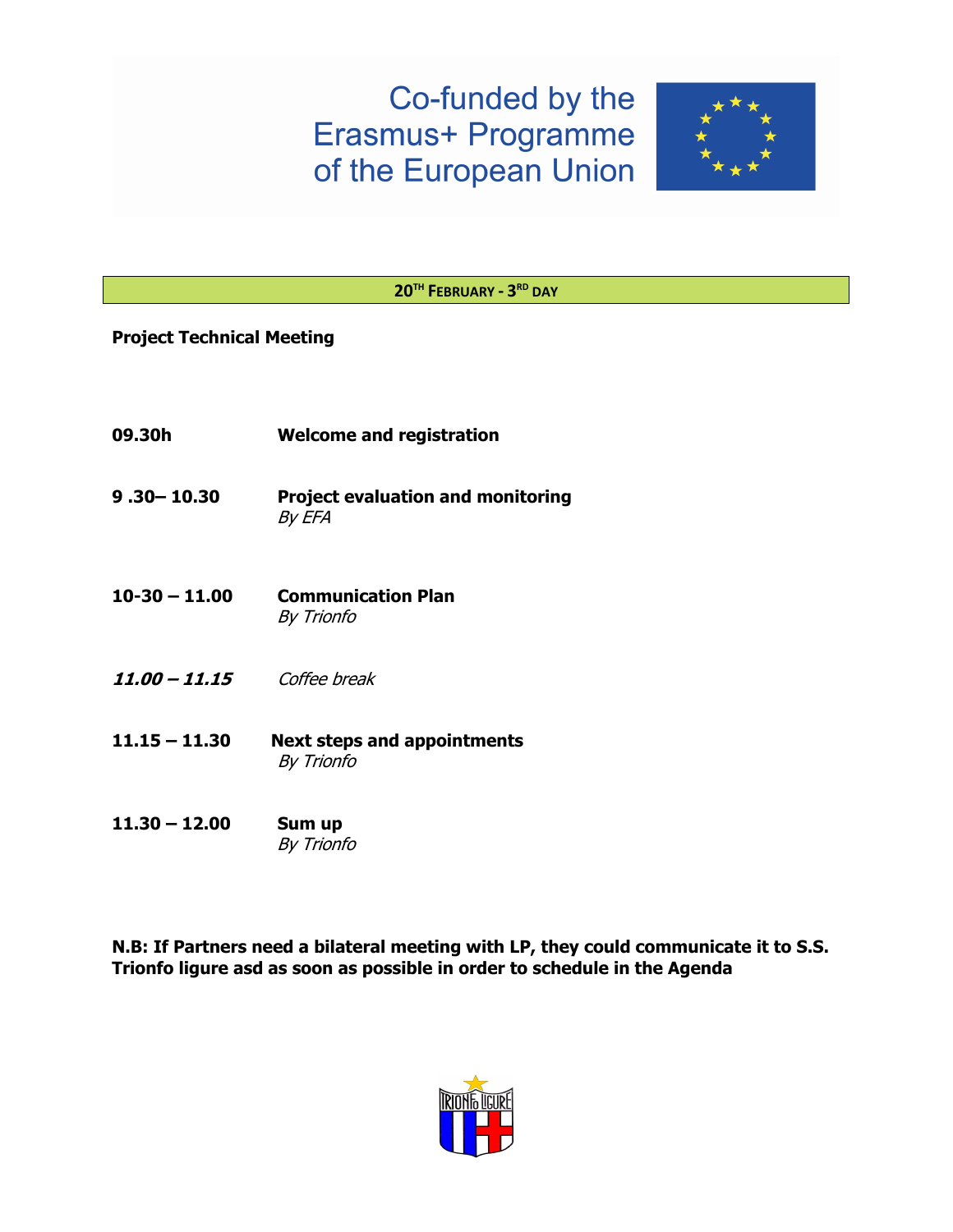Co-funded by the Erasmus+ Programme of the European Union

## 20TH FEBRUARY - 3RD DAY

**Project Technical Meeting**

| | | |
|---|---|---|
| **09.30h** | **Welcome and registration** | |
| **9 .30– 10.30** | **Project evaluation and monitoring** | *By EFA* |
| **10-30 – 11.00** | **Communication Plan** | *By Trionfo* |
| ***11.00 – 11.15*** | *Coffee break* | |
| **11.15 – 11.30** | **Next steps and appointments** | *By Trionfo* |
| **11.30 – 12.00** | **Sum up** | *By Trionfo* |

**N.B: If Partners need a bilateral meeting with LP, they could communicate it to S.S. Trionfo ligure asd as soon as possible in order to schedule in the Agenda**